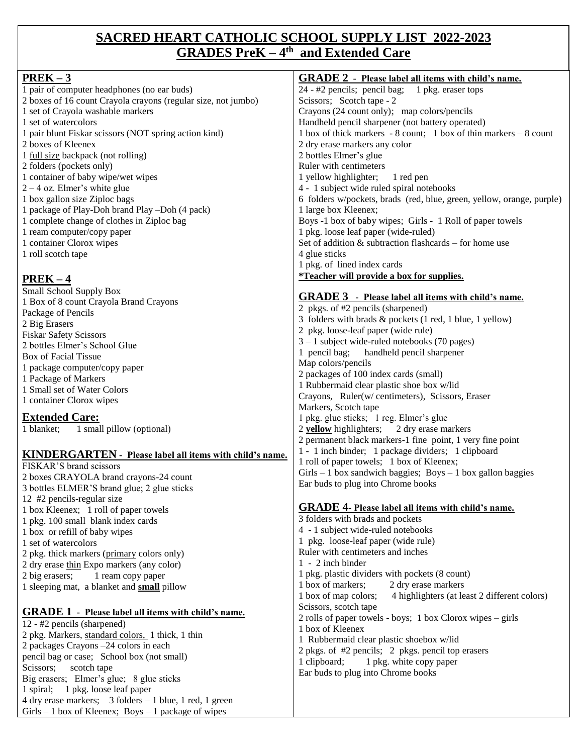# SACRED HEART CATHOLIC SCHOOL SUPPLY LIST 2022-2023
# GRADES PreK – 4th and Extended Care

## PREK – 3

1 pair of computer headphones (no ear buds)
2 boxes of 16 count Crayola crayons (regular size, not jumbo)
1 set of Crayola washable markers
1 set of watercolors
1 pair blunt Fiskar scissors (NOT spring action kind)
2 boxes of Kleenex
1 full size backpack (not rolling)
2 folders (pockets only)
1 container of baby wipe/wet wipes
2 – 4 oz. Elmer's white glue
1 box gallon size Ziploc bags
1 package of Play-Doh brand Play –Doh (4 pack)
1 complete change of clothes in Ziploc bag
1 ream computer/copy paper
1 container Clorox wipes
1 roll scotch tape

## PREK – 4

Small School Supply Box
1 Box of 8 count Crayola Brand Crayons
Package of Pencils
2 Big Erasers
Fiskar Safety Scissors
2 bottles Elmer's School Glue
Box of Facial Tissue
1 package computer/copy paper
1 Package of Markers
1 Small set of Water Colors
1 container Clorox wipes

## Extended Care:

1 blanket; 1 small pillow (optional)

## KINDERGARTEN - Please label all items with child's name.

FISKAR'S brand scissors
2 boxes CRAYOLA brand crayons-24 count
3 bottles ELMER'S brand glue; 2 glue sticks
12 #2 pencils-regular size
1 box Kleenex; 1 roll of paper towels
1 pkg. 100 small blank index cards
1 box or refill of baby wipes
1 set of watercolors
2 pkg. thick markers (primary colors only)
2 dry erase thin Expo markers (any color)
2 big erasers; 1 ream copy paper
1 sleeping mat, a blanket and **small** pillow

## GRADE 1 - Please label all items with child's name.

12 - #2 pencils (sharpened)
2 pkg. Markers, standard colors, 1 thick, 1 thin
2 packages Crayons –24 colors in each
pencil bag or case; School box (not small)
Scissors; scotch tape
Big erasers; Elmer's glue; 8 glue sticks
1 spiral; 1 pkg. loose leaf paper
4 dry erase markers; 3 folders – 1 blue, 1 red, 1 green
Girls – 1 box of Kleenex; Boys – 1 package of wipes

## GRADE 2 - Please label all items with child's name.

24 - #2 pencils; pencil bag; 1 pkg. eraser tops
Scissors; Scotch tape - 2
Crayons (24 count only); map colors/pencils
Handheld pencil sharpener (not battery operated)
1 box of thick markers - 8 count; 1 box of thin markers – 8 count
2 dry erase markers any color
2 bottles Elmer's glue
Ruler with centimeters
1 yellow highlighter; 1 red pen
4 - 1 subject wide ruled spiral notebooks
6 folders w/pockets, brads (red, blue, green, yellow, orange, purple)
1 large box Kleenex;
Boys -1 box of baby wipes; Girls - 1 Roll of paper towels
1 pkg. loose leaf paper (wide-ruled)
Set of addition & subtraction flashcards – for home use
4 glue sticks
1 pkg. of lined index cards
**\*Teacher will provide a box for supplies.**

## GRADE 3 - Please label all items with child's name.

2 pkgs. of #2 pencils (sharpened)
3 folders with brads & pockets (1 red, 1 blue, 1 yellow)
2 pkg. loose-leaf paper (wide rule)
3 – 1 subject wide-ruled notebooks (70 pages)
1 pencil bag; handheld pencil sharpener
Map colors/pencils
2 packages of 100 index cards (small)
1 Rubbermaid clear plastic shoe box w/lid
Crayons, Ruler(w/ centimeters), Scissors, Eraser
Markers, Scotch tape
1 pkg. glue sticks; 1 reg. Elmer's glue
2 **yellow** highlighters; 2 dry erase markers
2 permanent black markers-1 fine point, 1 very fine point
1 - 1 inch binder; 1 package dividers; 1 clipboard
1 roll of paper towels; 1 box of Kleenex;
Girls – 1 box sandwich baggies; Boys – 1 box gallon baggies
Ear buds to plug into Chrome books

## GRADE 4- Please label all items with child's name.

3 folders with brads and pockets
4 - 1 subject wide-ruled notebooks
1 pkg. loose-leaf paper (wide rule)
Ruler with centimeters and inches
1 - 2 inch binder
1 pkg. plastic dividers with pockets (8 count)
1 box of markers; 2 dry erase markers
1 box of map colors; 4 highlighters (at least 2 different colors)
Scissors, scotch tape
2 rolls of paper towels - boys; 1 box Clorox wipes – girls
1 box of Kleenex
1 Rubbermaid clear plastic shoebox w/lid
2 pkgs. of #2 pencils; 2 pkgs. pencil top erasers
1 clipboard; 1 pkg. white copy paper
Ear buds to plug into Chrome books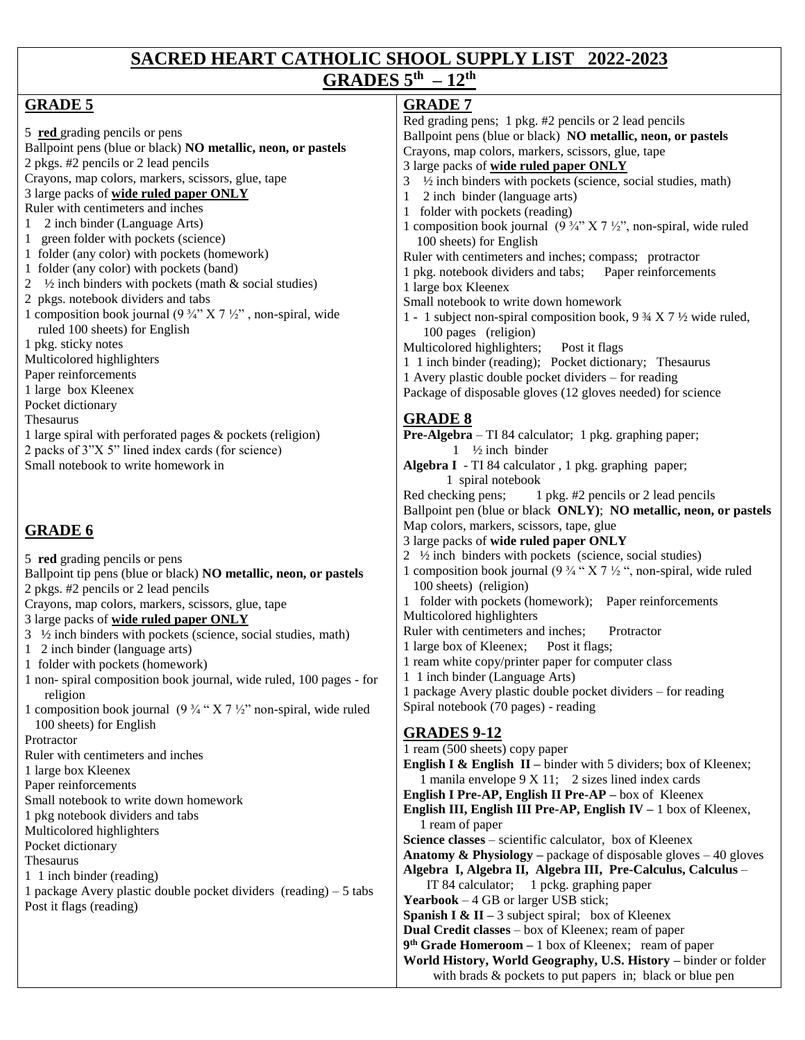# SACRED HEART CATHOLIC SHOOL SUPPLY LIST 2022-2023

# GRADES 5th – 12th

## GRADE 5

5 **red** grading pencils or pens
Ballpoint pens (blue or black) **NO metallic, neon, or pastels**
2 pkgs. #2 pencils or 2 lead pencils
Crayons, map colors, markers, scissors, glue, tape
3 large packs of **wide ruled paper ONLY**
Ruler with centimeters and inches
1 2 inch binder (Language Arts)
1 green folder with pockets (science)
1 folder (any color) with pockets (homework)
1 folder (any color) with pockets (band)
2 ½ inch binders with pockets (math & social studies)
2 pkgs. notebook dividers and tabs
1 composition book journal (9 ¾" X 7 ½" , non-spiral, wide ruled 100 sheets) for English
1 pkg. sticky notes
Multicolored highlighters
Paper reinforcements
1 large box Kleenex
Pocket dictionary
Thesaurus
1 large spiral with perforated pages & pockets (religion)
2 packs of 3"X 5" lined index cards (for science)
Small notebook to write homework in

## GRADE 6

5 **red** grading pencils or pens
Ballpoint tip pens (blue or black) **NO metallic, neon, or pastels**
2 pkgs. #2 pencils or 2 lead pencils
Crayons, map colors, markers, scissors, glue, tape
3 large packs of **wide ruled paper ONLY**
3 ½ inch binders with pockets (science, social studies, math)
1 2 inch binder (language arts)
1 folder with pockets (homework)
1 non- spiral composition book journal, wide ruled, 100 pages - for religion
1 composition book journal (9 ¾ " X 7 ½" non-spiral, wide ruled 100 sheets) for English
Protractor
Ruler with centimeters and inches
1 large box Kleenex
Paper reinforcements
Small notebook to write down homework
1 pkg notebook dividers and tabs
Multicolored highlighters
Pocket dictionary
Thesaurus
1 1 inch binder (reading)
1 package Avery plastic double pocket dividers (reading) – 5 tabs
Post it flags (reading)

## GRADE 7

Red grading pens; 1 pkg. #2 pencils or 2 lead pencils
Ballpoint pens (blue or black) **NO metallic, neon, or pastels**
Crayons, map colors, markers, scissors, glue, tape
3 large packs of **wide ruled paper ONLY**
3 ½ inch binders with pockets (science, social studies, math)
1 2 inch binder (language arts)
1 folder with pockets (reading)
1 composition book journal (9 ¾" X 7 ½", non-spiral, wide ruled 100 sheets) for English
Ruler with centimeters and inches; compass; protractor
1 pkg. notebook dividers and tabs; Paper reinforcements
1 large box Kleenex
Small notebook to write down homework
1 - 1 subject non-spiral composition book, 9 ¾ X 7 ½ wide ruled, 100 pages (religion)
Multicolored highlighters; Post it flags
1 1 inch binder (reading); Pocket dictionary; Thesaurus
1 Avery plastic double pocket dividers – for reading
Package of disposable gloves (12 gloves needed) for science

## GRADE 8

**Pre-Algebra** – TI 84 calculator; 1 pkg. graphing paper; 1 ½ inch binder
**Algebra I** - TI 84 calculator , 1 pkg. graphing paper; 1 spiral notebook
Red checking pens; 1 pkg. #2 pencils or 2 lead pencils
Ballpoint pen (blue or black **ONLY**); **NO metallic, neon, or pastels**
Map colors, markers, scissors, tape, glue
3 large packs of **wide ruled paper ONLY**
2 ½ inch binders with pockets (science, social studies)
1 composition book journal (9 ¾ " X 7 ½ ", non-spiral, wide ruled 100 sheets) (religion)
1 folder with pockets (homework); Paper reinforcements
Multicolored highlighters
Ruler with centimeters and inches; Protractor
1 large box of Kleenex; Post it flags;
1 ream white copy/printer paper for computer class
1 1 inch binder (Language Arts)
1 package Avery plastic double pocket dividers – for reading
Spiral notebook (70 pages) - reading

## GRADES 9-12

1 ream (500 sheets) copy paper
**English I & English II –** binder with 5 dividers; box of Kleenex; 1 manila envelope 9 X 11; 2 sizes lined index cards
**English I Pre-AP, English II Pre-AP –** box of Kleenex
**English III, English III Pre-AP, English IV –** 1 box of Kleenex, 1 ream of paper
**Science classes** – scientific calculator, box of Kleenex
**Anatomy & Physiology –** package of disposable gloves – 40 gloves
**Algebra I, Algebra II, Algebra III, Pre-Calculus, Calculus** – IT 84 calculator; 1 pckg. graphing paper
**Yearbook** – 4 GB or larger USB stick;
**Spanish I & II –** 3 subject spiral; box of Kleenex
**Dual Credit classes** – box of Kleenex; ream of paper
**9th Grade Homeroom –** 1 box of Kleenex; ream of paper
**World History, World Geography, U.S. History –** binder or folder with brads & pockets to put papers in; black or blue pen